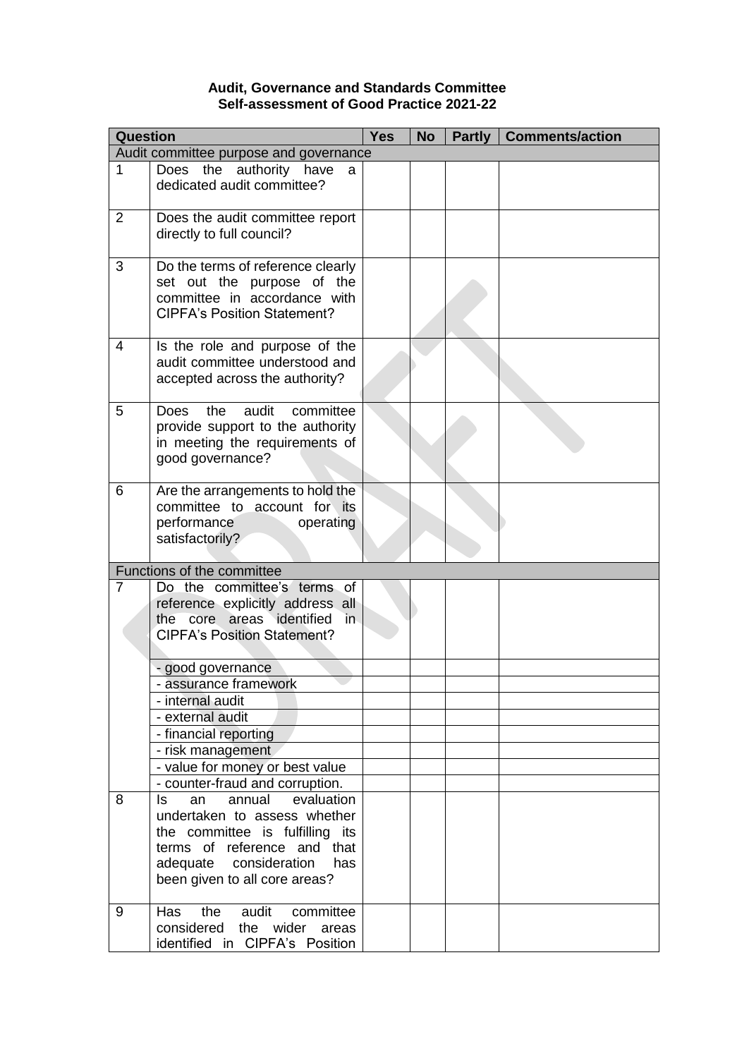**Audit, Governance and Standards Committee**
**Self-assessment of Good Practice 2021-22**

| Question | | Yes | No | Partly | Comments/action |
|---|---|---|---|---|---|
| Audit committee purpose and governance | | | | | |
| 1 | Does the authority have a dedicated audit committee? | | | | |
| 2 | Does the audit committee report directly to full council? | | | | |
| 3 | Do the terms of reference clearly set out the purpose of the committee in accordance with CIPFA's Position Statement? | | | | |
| 4 | Is the role and purpose of the audit committee understood and accepted across the authority? | | | | |
| 5 | Does the audit committee provide support to the authority in meeting the requirements of good governance? | | | | |
| 6 | Are the arrangements to hold the committee to account for its performance operating satisfactorily? | | | | |
| Functions of the committee | | | | | |
| 7 | Do the committee's terms of reference explicitly address all the core areas identified in CIPFA's Position Statement? | | | | |
| | - good governance | | | | |
| | - assurance framework | | | | |
| | - internal audit | | | | |
| | - external audit | | | | |
| | - financial reporting | | | | |
| | - risk management | | | | |
| | - value for money or best value | | | | |
| | - counter-fraud and corruption. | | | | |
| 8 | Is an annual evaluation undertaken to assess whether the committee is fulfilling its terms of reference and that adequate consideration has been given to all core areas? | | | | |
| 9 | Has the audit committee considered the wider areas identified in CIPFA's Position | | | | |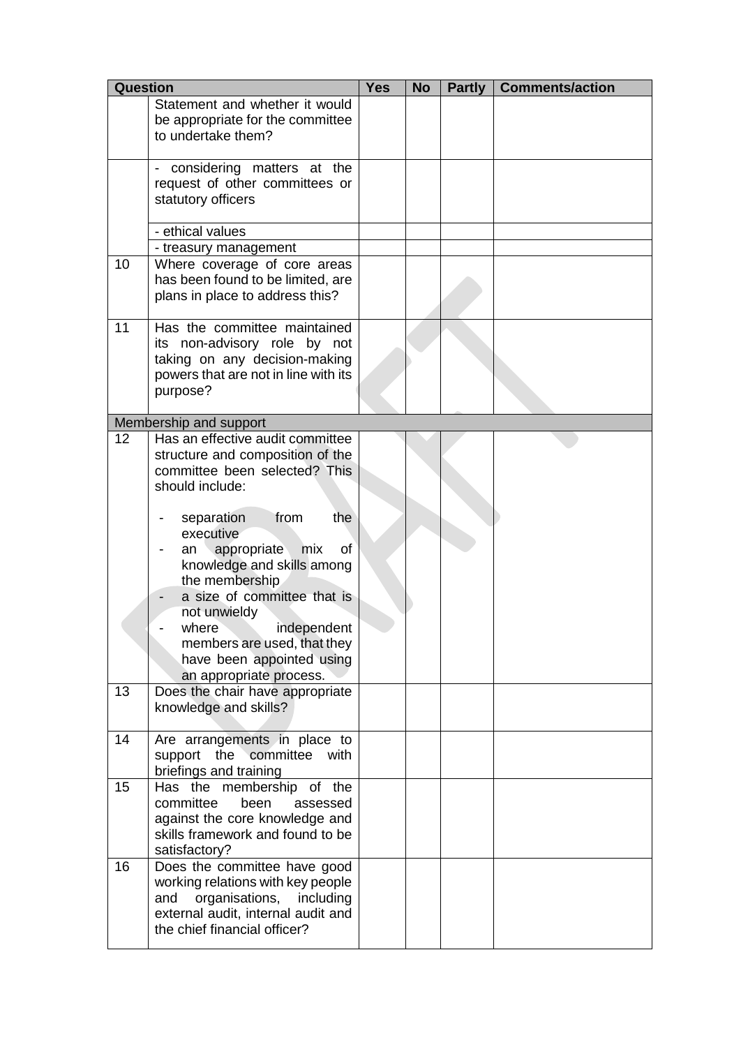| Question | | Yes | No | Partly | Comments/action |
|---|---|---|---|---|---|
| | Statement and whether it would be appropriate for the committee to undertake them? | | | | |
| | - considering matters at the request of other committees or statutory officers | | | | |
| | - ethical values | | | | |
| | - treasury management | | | | |
| 10 | Where coverage of core areas has been found to be limited, are plans in place to address this? | | | | |
| 11 | Has the committee maintained its non-advisory role by not taking on any decision-making powers that are not in line with its purpose? | | | | |
| Membership and support | | | | | |
| 12 | Has an effective audit committee structure and composition of the committee been selected? This should include:<br><br>- separation from the executive<br>- an appropriate mix of knowledge and skills among the membership<br>- a size of committee that is not unwieldy<br>- where independent members are used, that they have been appointed using an appropriate process. | | | | |
| 13 | Does the chair have appropriate knowledge and skills? | | | | |
| 14 | Are arrangements in place to support the committee with briefings and training | | | | |
| 15 | Has the membership of the committee been assessed against the core knowledge and skills framework and found to be satisfactory? | | | | |
| 16 | Does the committee have good working relations with key people and organisations, including external audit, internal audit and the chief financial officer? | | | | |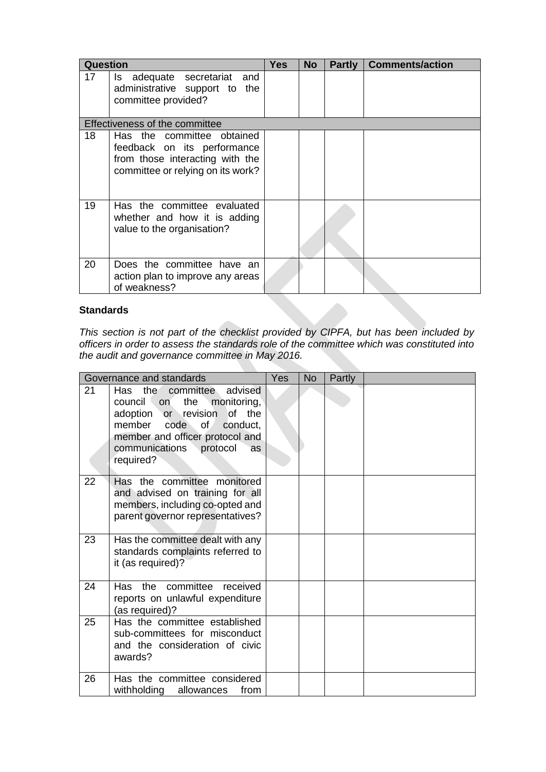| Question | | Yes | No | Partly | Comments/action |
|---|---|---|---|---|---|
| 17 | Is adequate secretariat and administrative support to the committee provided? | | | | |
| Effectiveness of the committee | | | | | |
| 18 | Has the committee obtained feedback on its performance from those interacting with the committee or relying on its work? | | | | |
| 19 | Has the committee evaluated whether and how it is adding value to the organisation? | | | | |
| 20 | Does the committee have an action plan to improve any areas of weakness? | | | | |

**Standards**

*This section is not part of the checklist provided by CIPFA, but has been included by officers in order to assess the standards role of the committee which was constituted into the audit and governance committee in May 2016.*

| Governance and standards | | Yes | No | Partly | |
|---|---|---|---|---|---|
| 21 | Has the committee advised council on the monitoring, adoption or revision of the member code of conduct, member and officer protocol and communications protocol as required? | | | | |
| 22 | Has the committee monitored and advised on training for all members, including co-opted and parent governor representatives? | | | | |
| 23 | Has the committee dealt with any standards complaints referred to it (as required)? | | | | |
| 24 | Has the committee received reports on unlawful expenditure (as required)? | | | | |
| 25 | Has the committee established sub-committees for misconduct and the consideration of civic awards? | | | | |
| 26 | Has the committee considered withholding allowances from | | | | |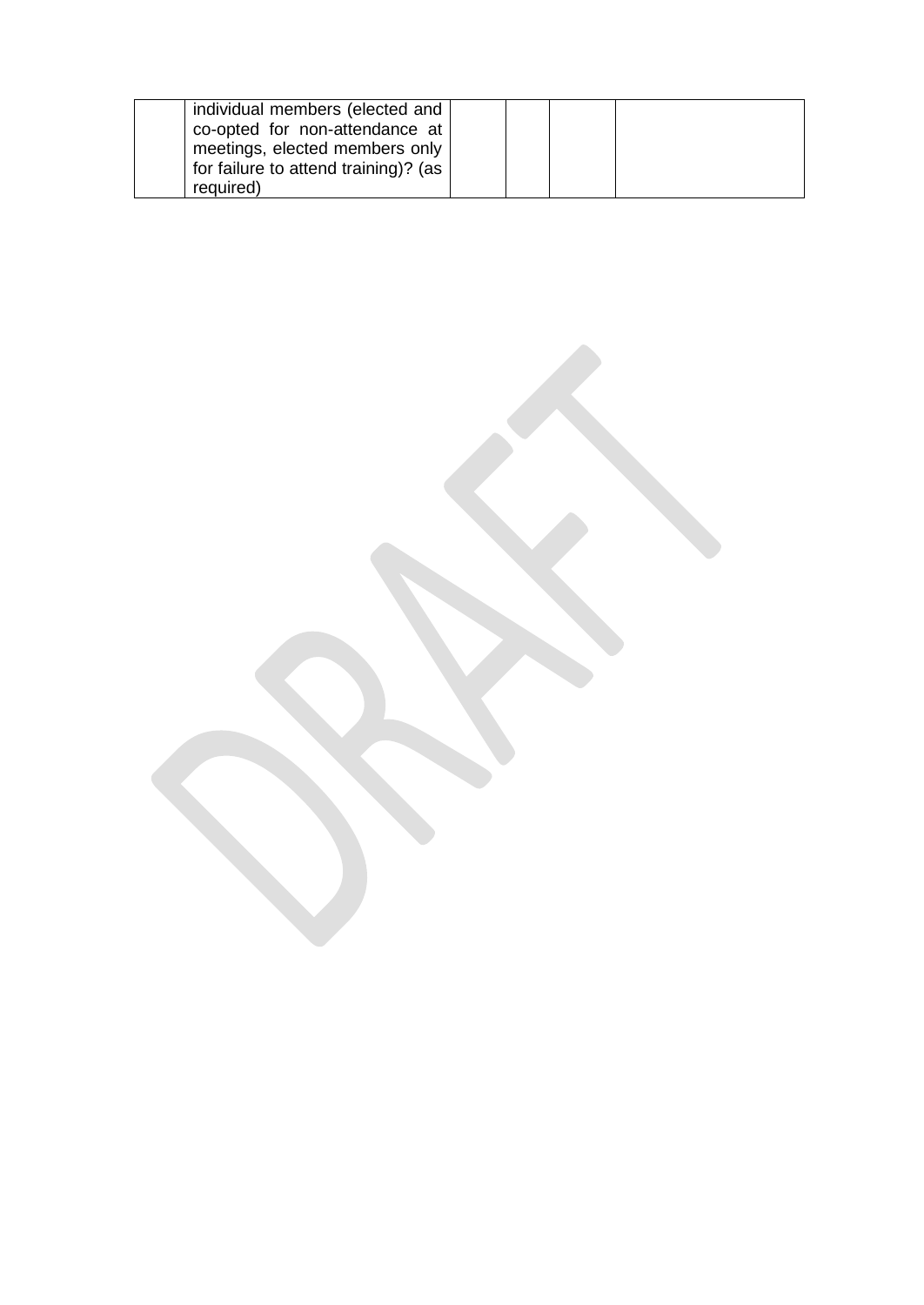| | | | | | |
|---|---|---|---|---|---|
| | individual members (elected and co-opted for non-attendance at meetings, elected members only for failure to attend training)? (as required) | | | | |